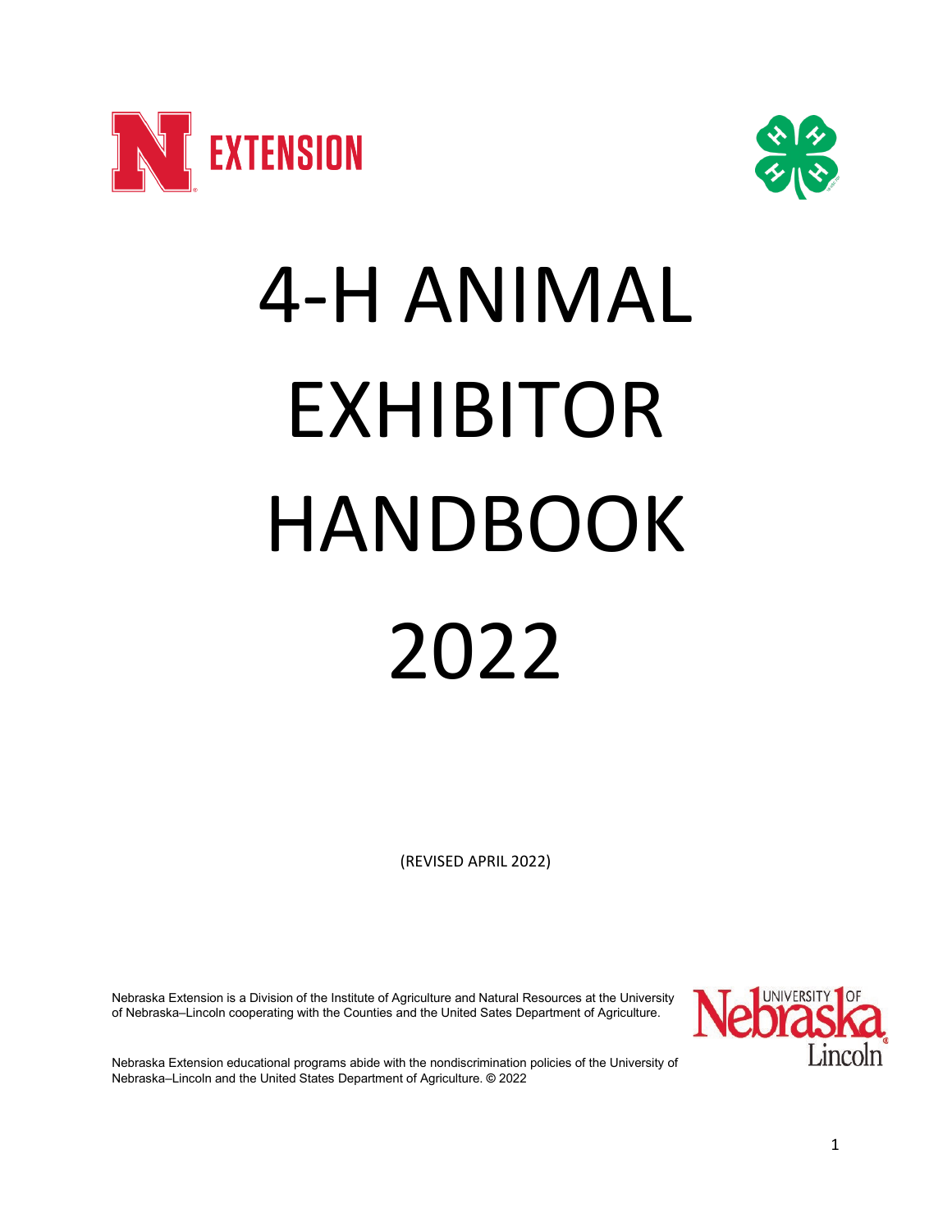# 4-H ANIMAL EXHIBITOR HANDBOOK 2022

(REVISED APRIL 2022)

Nebraska Extension is a Division of the Institute of Agriculture and Natural Resources at the University of Nebraska–Lincoln cooperating with the Counties and the United Sates Department of Agriculture.

Nebraska Extension educational programs abide with the nondiscrimination policies of the University of Nebraska–Lincoln and the United States Department of Agriculture. © 2022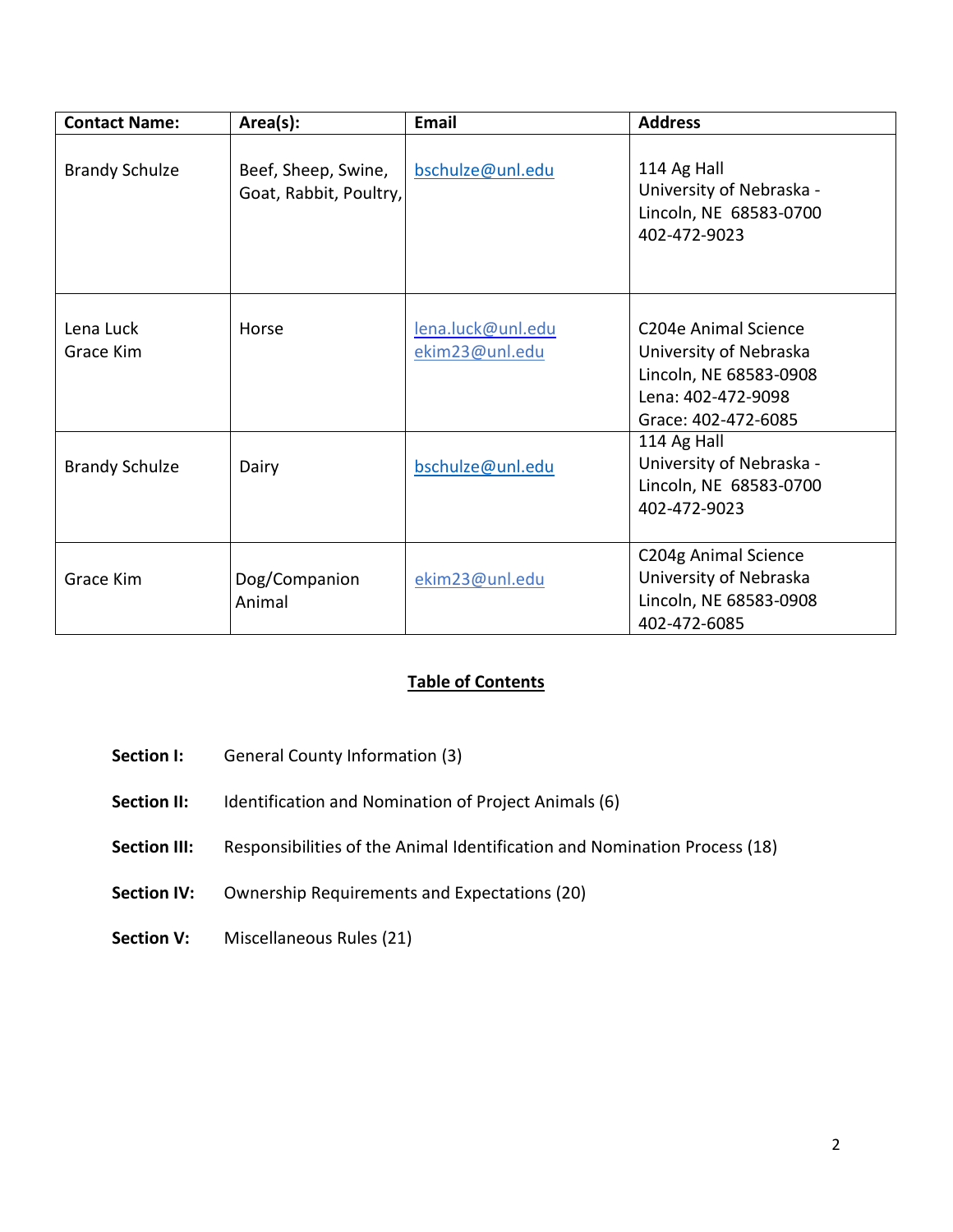| Contact Name: | Area(s): | Email | Address |
|---|---|---|---|
| Brandy Schulze | Beef, Sheep, Swine, Goat, Rabbit, Poultry, | bschulze@unl.edu | 114 Ag Hall<br>University of Nebraska -<br>Lincoln, NE 68583-0700<br>402-472-9023 |
| Lena Luck<br>Grace Kim | Horse | lena.luck@unl.edu<br>ekim23@unl.edu | C204e Animal Science<br>University of Nebraska<br>Lincoln, NE 68583-0908<br>Lena: 402-472-9098<br>Grace: 402-472-6085 |
| Brandy Schulze | Dairy | bschulze@unl.edu | 114 Ag Hall<br>University of Nebraska -<br>Lincoln, NE 68583-0700<br>402-472-9023 |
| Grace Kim | Dog/Companion Animal | ekim23@unl.edu | C204g Animal Science<br>University of Nebraska<br>Lincoln, NE 68583-0908<br>402-472-6085 |

## Table of Contents

**Section I:** General County Information (3)

**Section II:** Identification and Nomination of Project Animals (6)

**Section III:** Responsibilities of the Animal Identification and Nomination Process (18)

**Section IV:** Ownership Requirements and Expectations (20)

**Section V:** Miscellaneous Rules (21)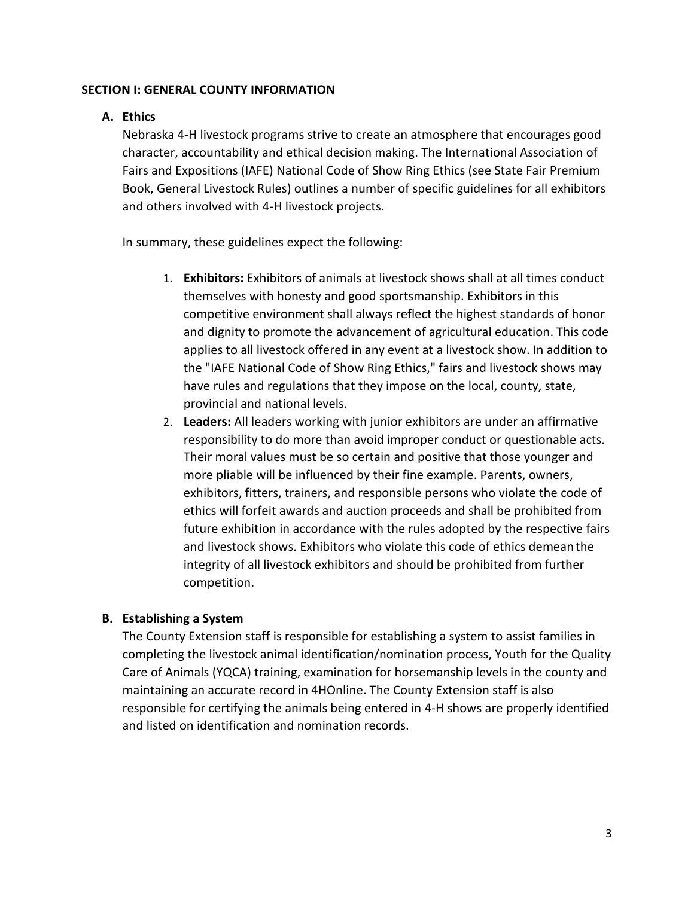## SECTION I: GENERAL COUNTY INFORMATION

### A. Ethics

Nebraska 4-H livestock programs strive to create an atmosphere that encourages good character, accountability and ethical decision making. The International Association of Fairs and Expositions (IAFE) National Code of Show Ring Ethics (see State Fair Premium Book, General Livestock Rules) outlines a number of specific guidelines for all exhibitors and others involved with 4-H livestock projects.

In summary, these guidelines expect the following:

1. **Exhibitors:** Exhibitors of animals at livestock shows shall at all times conduct themselves with honesty and good sportsmanship. Exhibitors in this competitive environment shall always reflect the highest standards of honor and dignity to promote the advancement of agricultural education. This code applies to all livestock offered in any event at a livestock show. In addition to the "IAFE National Code of Show Ring Ethics," fairs and livestock shows may have rules and regulations that they impose on the local, county, state, provincial and national levels.
2. **Leaders:** All leaders working with junior exhibitors are under an affirmative responsibility to do more than avoid improper conduct or questionable acts. Their moral values must be so certain and positive that those younger and more pliable will be influenced by their fine example. Parents, owners, exhibitors, fitters, trainers, and responsible persons who violate the code of ethics will forfeit awards and auction proceeds and shall be prohibited from future exhibition in accordance with the rules adopted by the respective fairs and livestock shows. Exhibitors who violate this code of ethics demean the integrity of all livestock exhibitors and should be prohibited from further competition.

### B. Establishing a System

The County Extension staff is responsible for establishing a system to assist families in completing the livestock animal identification/nomination process, Youth for the Quality Care of Animals (YQCA) training, examination for horsemanship levels in the county and maintaining an accurate record in 4HOnline. The County Extension staff is also responsible for certifying the animals being entered in 4-H shows are properly identified and listed on identification and nomination records.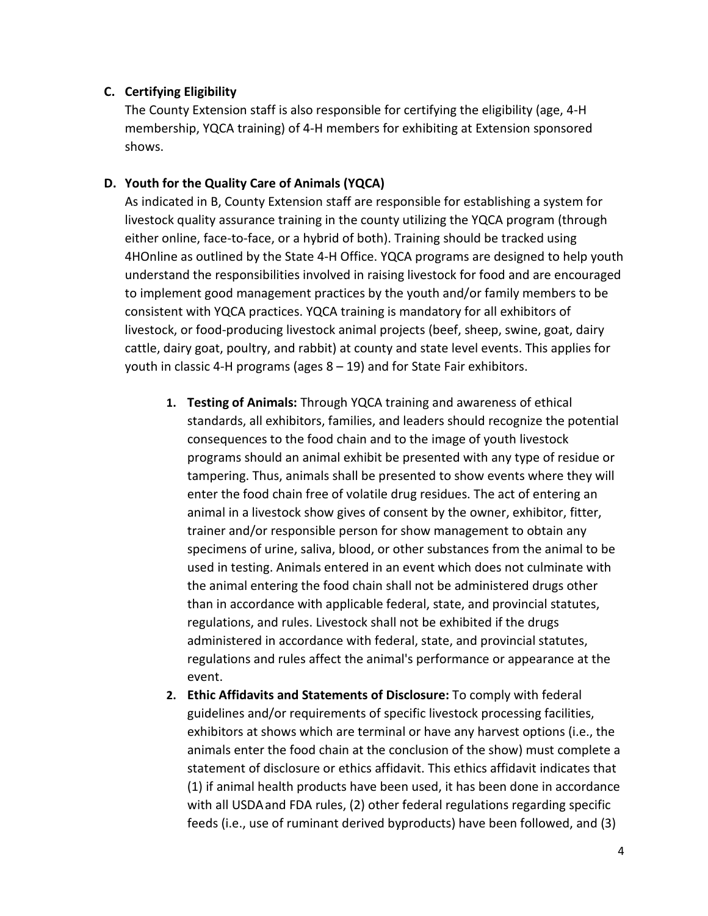### C. Certifying Eligibility

The County Extension staff is also responsible for certifying the eligibility (age, 4-H membership, YQCA training) of 4-H members for exhibiting at Extension sponsored shows.

### D. Youth for the Quality Care of Animals (YQCA)

As indicated in B, County Extension staff are responsible for establishing a system for livestock quality assurance training in the county utilizing the YQCA program (through either online, face-to-face, or a hybrid of both). Training should be tracked using 4HOnline as outlined by the State 4-H Office. YQCA programs are designed to help youth understand the responsibilities involved in raising livestock for food and are encouraged to implement good management practices by the youth and/or family members to be consistent with YQCA practices. YQCA training is mandatory for all exhibitors of livestock, or food-producing livestock animal projects (beef, sheep, swine, goat, dairy cattle, dairy goat, poultry, and rabbit) at county and state level events. This applies for youth in classic 4-H programs (ages 8 – 19) and for State Fair exhibitors.

1. **Testing of Animals:** Through YQCA training and awareness of ethical standards, all exhibitors, families, and leaders should recognize the potential consequences to the food chain and to the image of youth livestock programs should an animal exhibit be presented with any type of residue or tampering. Thus, animals shall be presented to show events where they will enter the food chain free of volatile drug residues. The act of entering an animal in a livestock show gives of consent by the owner, exhibitor, fitter, trainer and/or responsible person for show management to obtain any specimens of urine, saliva, blood, or other substances from the animal to be used in testing. Animals entered in an event which does not culminate with the animal entering the food chain shall not be administered drugs other than in accordance with applicable federal, state, and provincial statutes, regulations, and rules. Livestock shall not be exhibited if the drugs administered in accordance with federal, state, and provincial statutes, regulations and rules affect the animal's performance or appearance at the event.
2. **Ethic Affidavits and Statements of Disclosure:** To comply with federal guidelines and/or requirements of specific livestock processing facilities, exhibitors at shows which are terminal or have any harvest options (i.e., the animals enter the food chain at the conclusion of the show) must complete a statement of disclosure or ethics affidavit. This ethics affidavit indicates that (1) if animal health products have been used, it has been done in accordance with all USDA and FDA rules, (2) other federal regulations regarding specific feeds (i.e., use of ruminant derived byproducts) have been followed, and (3)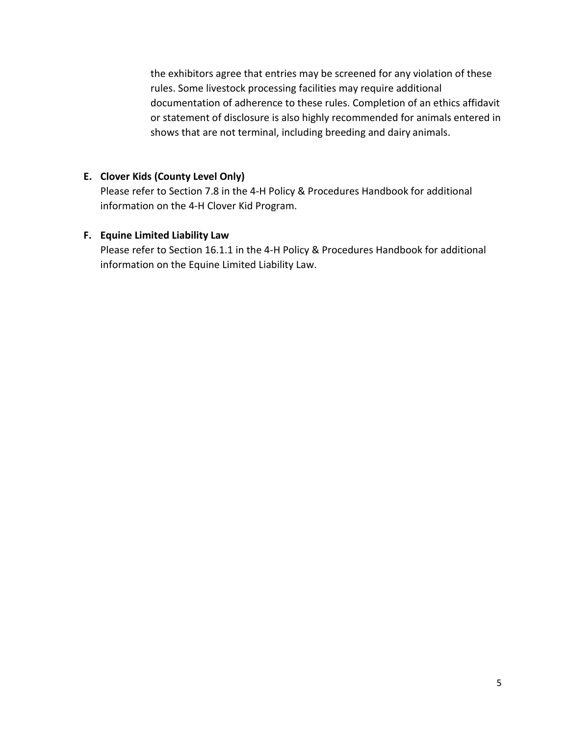the exhibitors agree that entries may be screened for any violation of these rules. Some livestock processing facilities may require additional documentation of adherence to these rules. Completion of an ethics affidavit or statement of disclosure is also highly recommended for animals entered in shows that are not terminal, including breeding and dairy animals.

**E. Clover Kids (County Level Only)**

Please refer to Section 7.8 in the 4-H Policy & Procedures Handbook for additional information on the 4-H Clover Kid Program.

**F. Equine Limited Liability Law**

Please refer to Section 16.1.1 in the 4-H Policy & Procedures Handbook for additional information on the Equine Limited Liability Law.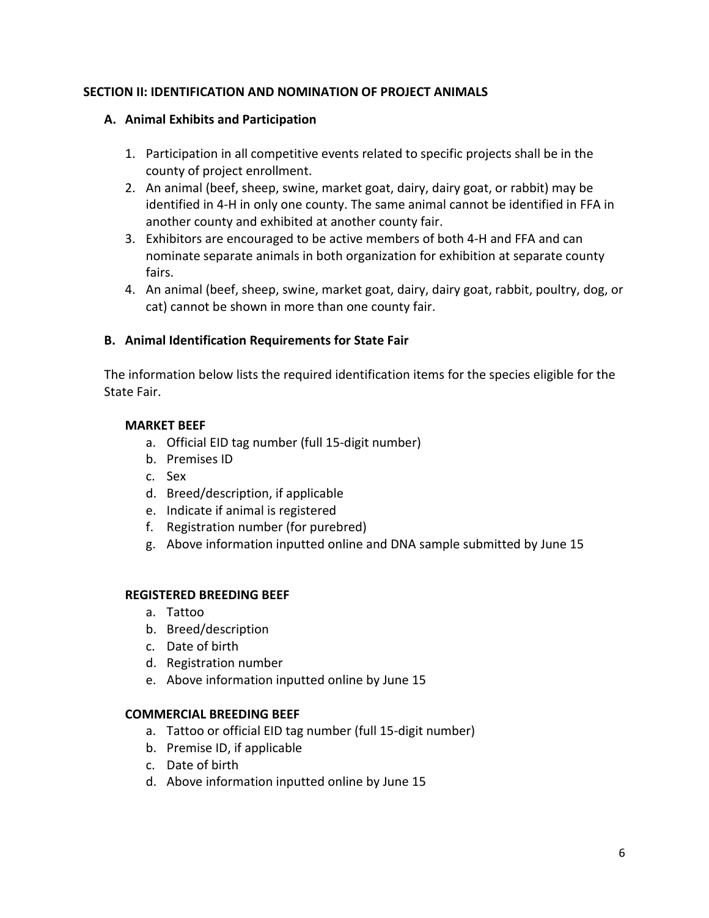## SECTION II: IDENTIFICATION AND NOMINATION OF PROJECT ANIMALS

### A. Animal Exhibits and Participation

1. Participation in all competitive events related to specific projects shall be in the county of project enrollment.
2. An animal (beef, sheep, swine, market goat, dairy, dairy goat, or rabbit) may be identified in 4-H in only one county. The same animal cannot be identified in FFA in another county and exhibited at another county fair.
3. Exhibitors are encouraged to be active members of both 4-H and FFA and can nominate separate animals in both organization for exhibition at separate county fairs.
4. An animal (beef, sheep, swine, market goat, dairy, dairy goat, rabbit, poultry, dog, or cat) cannot be shown in more than one county fair.

### B. Animal Identification Requirements for State Fair

The information below lists the required identification items for the species eligible for the State Fair.

**MARKET BEEF**

a. Official EID tag number (full 15-digit number)
b. Premises ID
c. Sex
d. Breed/description, if applicable
e. Indicate if animal is registered
f. Registration number (for purebred)
g. Above information inputted online and DNA sample submitted by June 15

**REGISTERED BREEDING BEEF**

a. Tattoo
b. Breed/description
c. Date of birth
d. Registration number
e. Above information inputted online by June 15

**COMMERCIAL BREEDING BEEF**

a. Tattoo or official EID tag number (full 15-digit number)
b. Premise ID, if applicable
c. Date of birth
d. Above information inputted online by June 15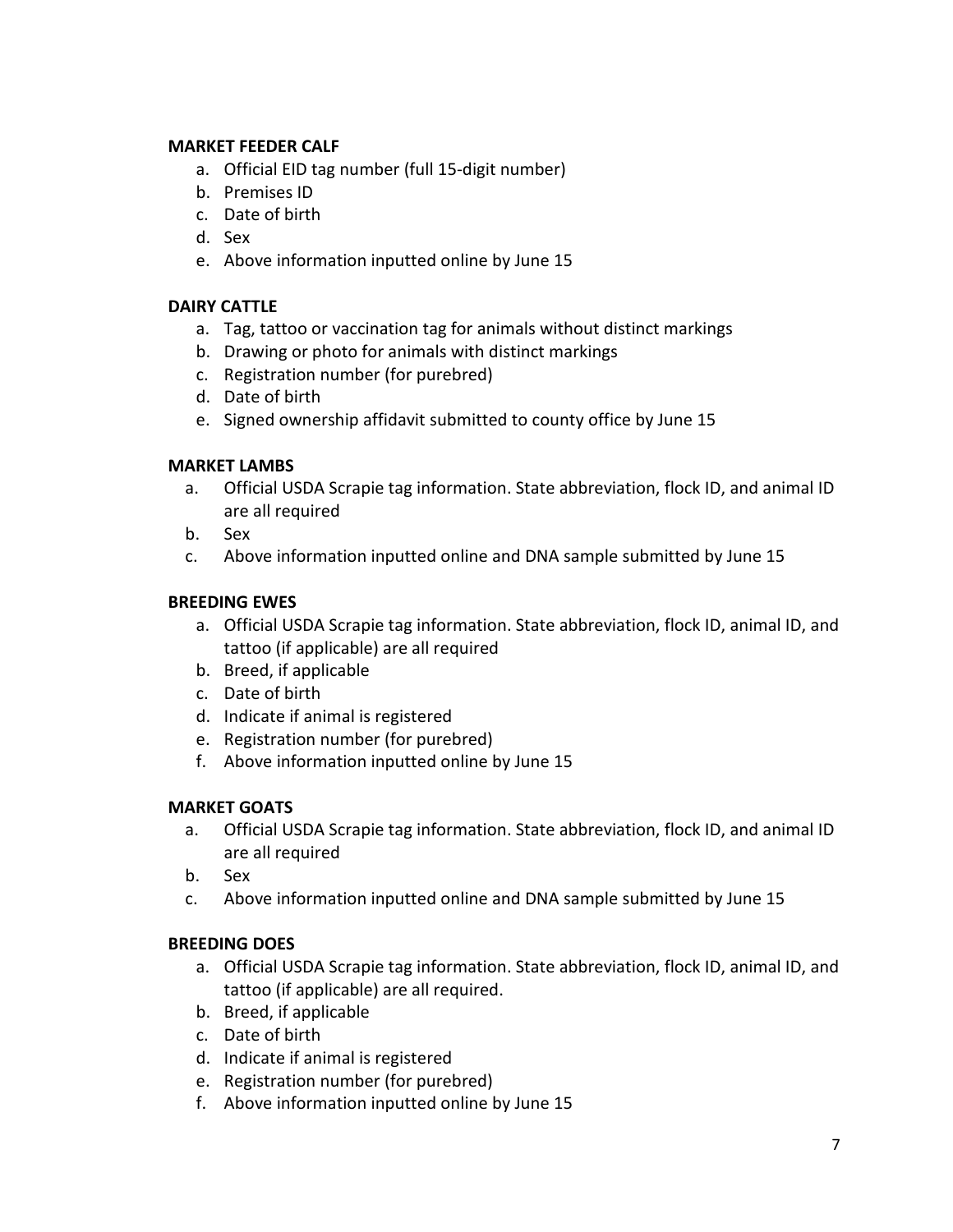**MARKET FEEDER CALF**

a. Official EID tag number (full 15-digit number)
b. Premises ID
c. Date of birth
d. Sex
e. Above information inputted online by June 15

**DAIRY CATTLE**

a. Tag, tattoo or vaccination tag for animals without distinct markings
b. Drawing or photo for animals with distinct markings
c. Registration number (for purebred)
d. Date of birth
e. Signed ownership affidavit submitted to county office by June 15

**MARKET LAMBS**

a. Official USDA Scrapie tag information. State abbreviation, flock ID, and animal ID are all required
b. Sex
c. Above information inputted online and DNA sample submitted by June 15

**BREEDING EWES**

a. Official USDA Scrapie tag information. State abbreviation, flock ID, animal ID, and tattoo (if applicable) are all required
b. Breed, if applicable
c. Date of birth
d. Indicate if animal is registered
e. Registration number (for purebred)
f. Above information inputted online by June 15

**MARKET GOATS**

a. Official USDA Scrapie tag information. State abbreviation, flock ID, and animal ID are all required
b. Sex
c. Above information inputted online and DNA sample submitted by June 15

**BREEDING DOES**

a. Official USDA Scrapie tag information. State abbreviation, flock ID, animal ID, and tattoo (if applicable) are all required.
b. Breed, if applicable
c. Date of birth
d. Indicate if animal is registered
e. Registration number (for purebred)
f. Above information inputted online by June 15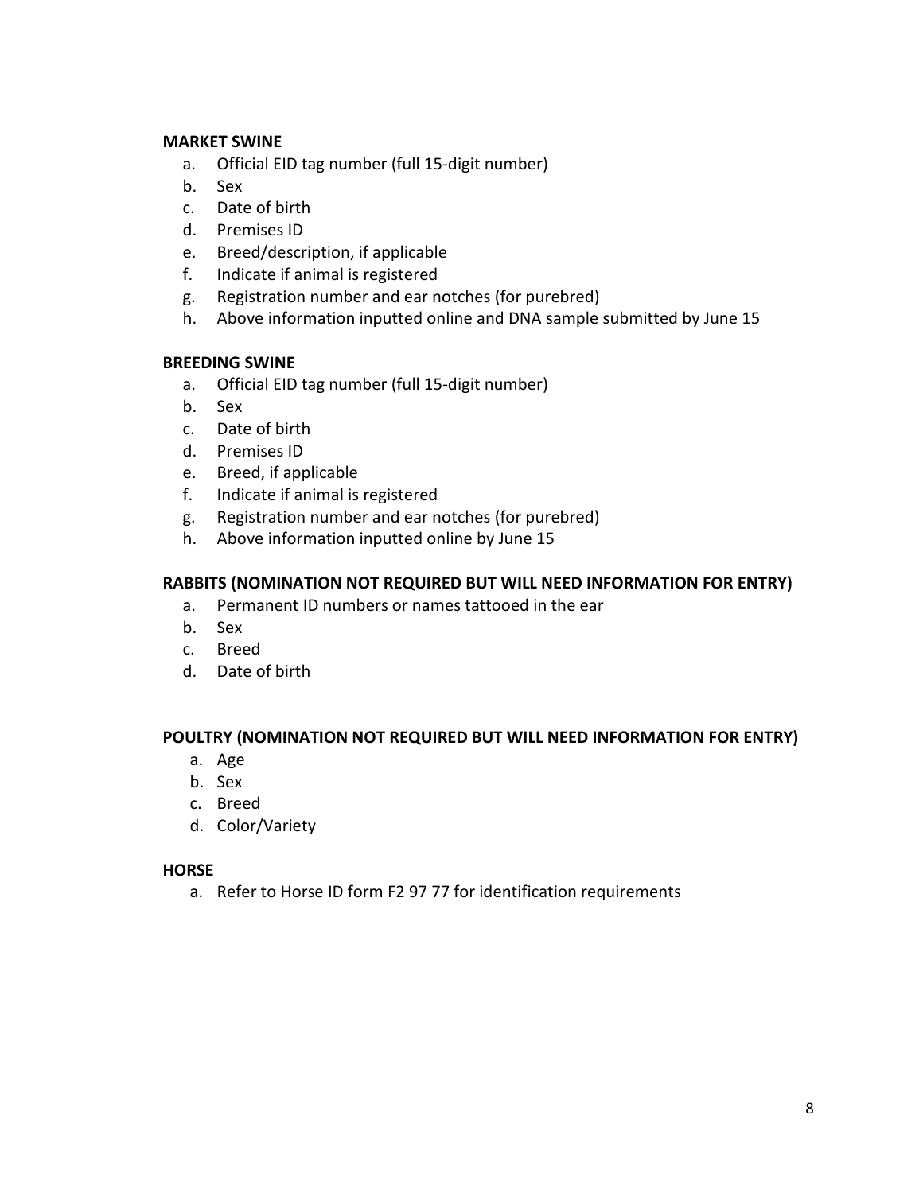**MARKET SWINE**

a. Official EID tag number (full 15-digit number)
b. Sex
c. Date of birth
d. Premises ID
e. Breed/description, if applicable
f. Indicate if animal is registered
g. Registration number and ear notches (for purebred)
h. Above information inputted online and DNA sample submitted by June 15

**BREEDING SWINE**

a. Official EID tag number (full 15-digit number)
b. Sex
c. Date of birth
d. Premises ID
e. Breed, if applicable
f. Indicate if animal is registered
g. Registration number and ear notches (for purebred)
h. Above information inputted online by June 15

**RABBITS (NOMINATION NOT REQUIRED BUT WILL NEED INFORMATION FOR ENTRY)**

a. Permanent ID numbers or names tattooed in the ear
b. Sex
c. Breed
d. Date of birth

**POULTRY (NOMINATION NOT REQUIRED BUT WILL NEED INFORMATION FOR ENTRY)**

a. Age
b. Sex
c. Breed
d. Color/Variety

**HORSE**

a. Refer to Horse ID form F2 97 77 for identification requirements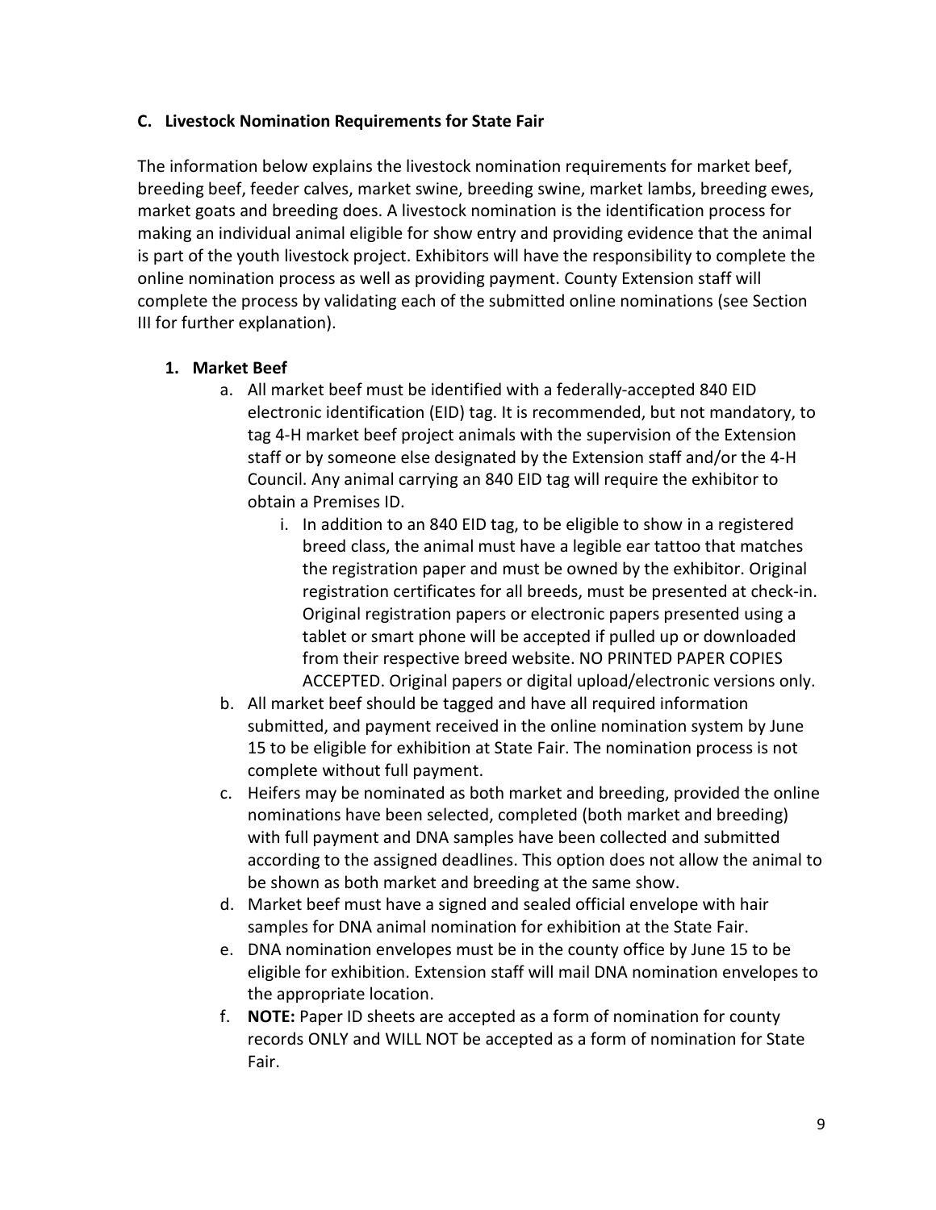### C. Livestock Nomination Requirements for State Fair

The information below explains the livestock nomination requirements for market beef, breeding beef, feeder calves, market swine, breeding swine, market lambs, breeding ewes, market goats and breeding does. A livestock nomination is the identification process for making an individual animal eligible for show entry and providing evidence that the animal is part of the youth livestock project. Exhibitors will have the responsibility to complete the online nomination process as well as providing payment. County Extension staff will complete the process by validating each of the submitted online nominations (see Section III for further explanation).

1. **Market Beef**
   a. All market beef must be identified with a federally-accepted 840 EID electronic identification (EID) tag. It is recommended, but not mandatory, to tag 4-H market beef project animals with the supervision of the Extension staff or by someone else designated by the Extension staff and/or the 4-H Council. Any animal carrying an 840 EID tag will require the exhibitor to obtain a Premises ID.
      i. In addition to an 840 EID tag, to be eligible to show in a registered breed class, the animal must have a legible ear tattoo that matches the registration paper and must be owned by the exhibitor. Original registration certificates for all breeds, must be presented at check-in. Original registration papers or electronic papers presented using a tablet or smart phone will be accepted if pulled up or downloaded from their respective breed website. NO PRINTED PAPER COPIES ACCEPTED. Original papers or digital upload/electronic versions only.

   b. All market beef should be tagged and have all required information submitted, and payment received in the online nomination system by June 15 to be eligible for exhibition at State Fair. The nomination process is not complete without full payment.

   c. Heifers may be nominated as both market and breeding, provided the online nominations have been selected, completed (both market and breeding) with full payment and DNA samples have been collected and submitted according to the assigned deadlines. This option does not allow the animal to be shown as both market and breeding at the same show.

   d. Market beef must have a signed and sealed official envelope with hair samples for DNA animal nomination for exhibition at the State Fair.

   e. DNA nomination envelopes must be in the county office by June 15 to be eligible for exhibition. Extension staff will mail DNA nomination envelopes to the appropriate location.

   f. **NOTE:** Paper ID sheets are accepted as a form of nomination for county records ONLY and WILL NOT be accepted as a form of nomination for State Fair.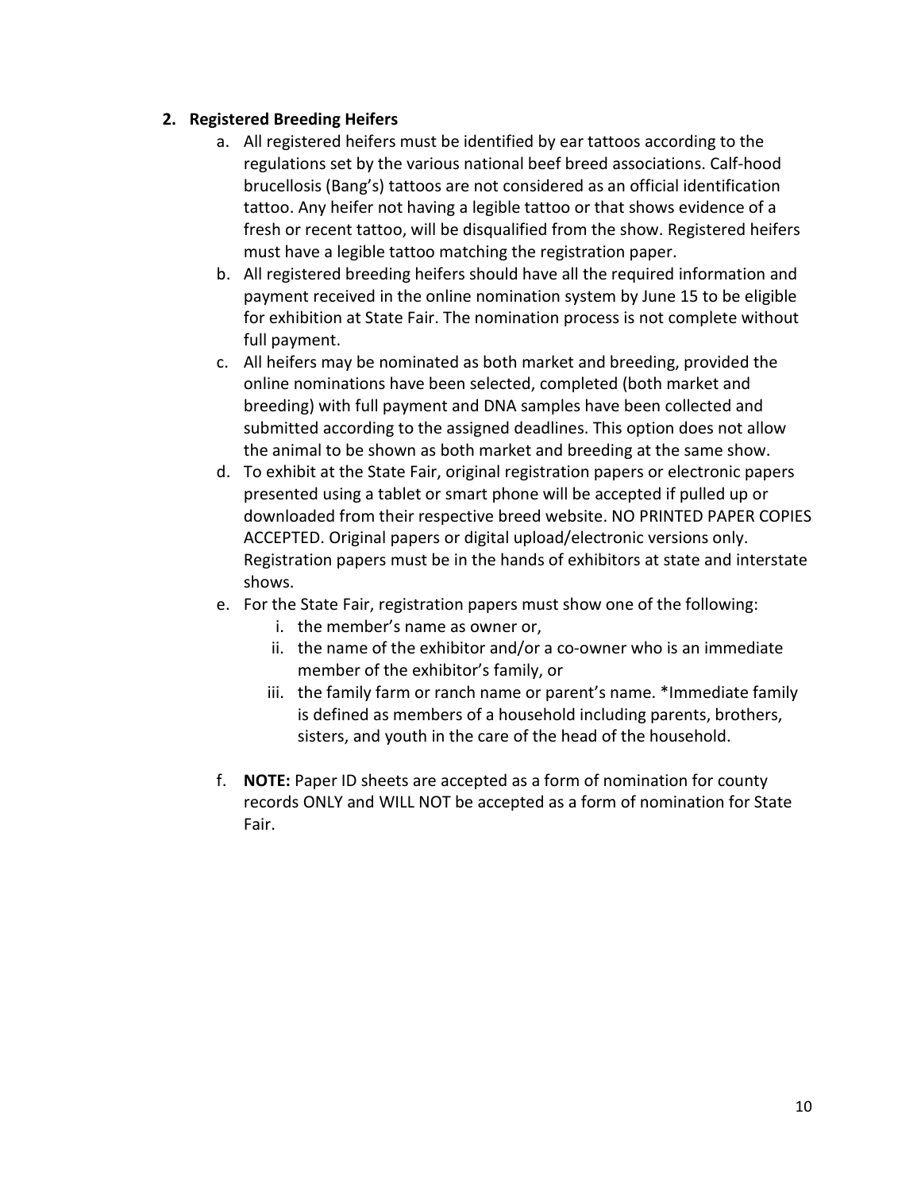2. **Registered Breeding Heifers**
    a. All registered heifers must be identified by ear tattoos according to the regulations set by the various national beef breed associations. Calf-hood brucellosis (Bang's) tattoos are not considered as an official identification tattoo. Any heifer not having a legible tattoo or that shows evidence of a fresh or recent tattoo, will be disqualified from the show. Registered heifers must have a legible tattoo matching the registration paper.
    b. All registered breeding heifers should have all the required information and payment received in the online nomination system by June 15 to be eligible for exhibition at State Fair. The nomination process is not complete without full payment.
    c. All heifers may be nominated as both market and breeding, provided the online nominations have been selected, completed (both market and breeding) with full payment and DNA samples have been collected and submitted according to the assigned deadlines. This option does not allow the animal to be shown as both market and breeding at the same show.
    d. To exhibit at the State Fair, original registration papers or electronic papers presented using a tablet or smart phone will be accepted if pulled up or downloaded from their respective breed website. NO PRINTED PAPER COPIES ACCEPTED. Original papers or digital upload/electronic versions only. Registration papers must be in the hands of exhibitors at state and interstate shows.
    e. For the State Fair, registration papers must show one of the following:
        i. the member's name as owner or,
        ii. the name of the exhibitor and/or a co-owner who is an immediate member of the exhibitor's family, or
        iii. the family farm or ranch name or parent's name. *Immediate family is defined as members of a household including parents, brothers, sisters, and youth in the care of the head of the household.

    f. **NOTE:** Paper ID sheets are accepted as a form of nomination for county records ONLY and WILL NOT be accepted as a form of nomination for State Fair.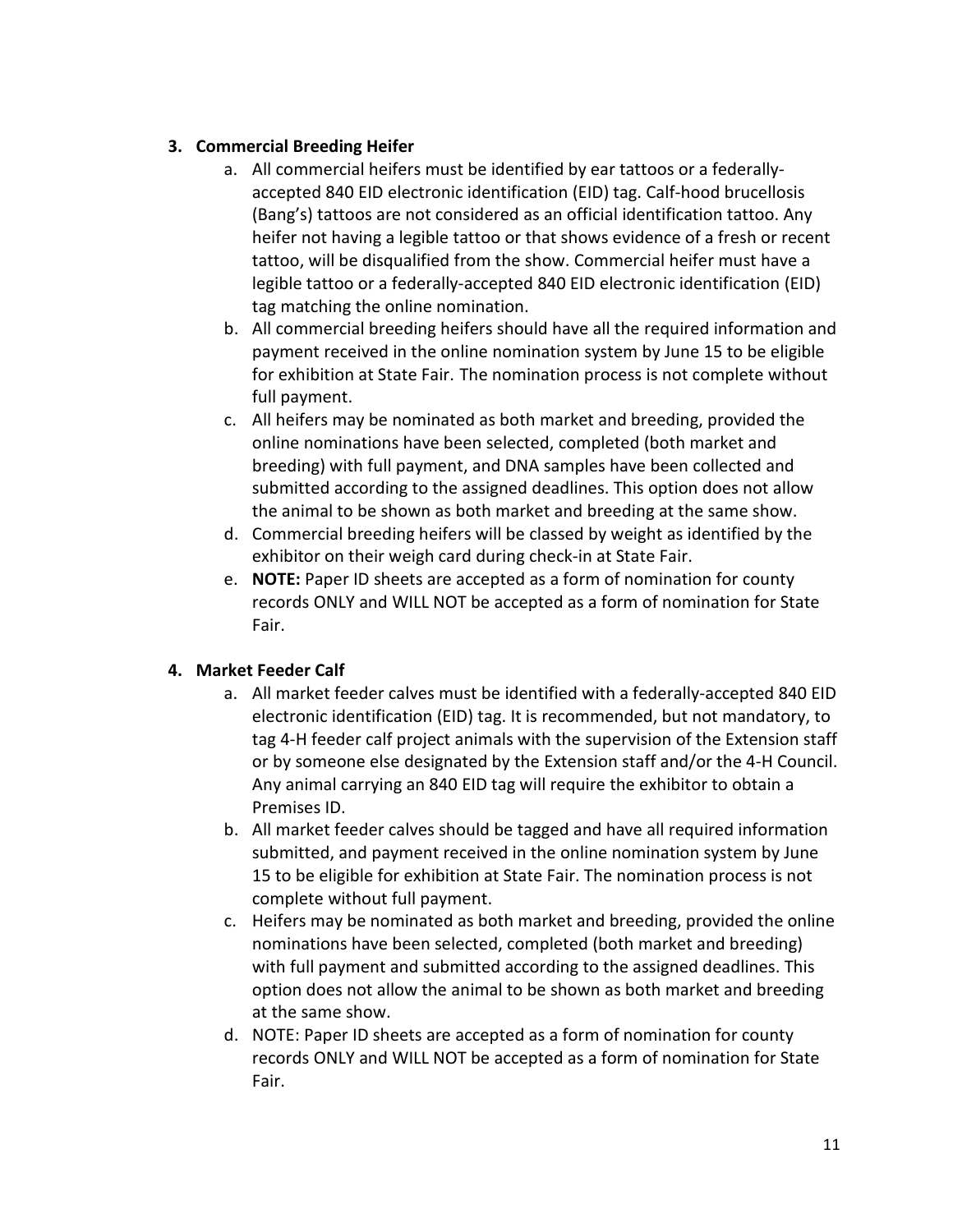3. **Commercial Breeding Heifer**
    a. All commercial heifers must be identified by ear tattoos or a federally-accepted 840 EID electronic identification (EID) tag. Calf-hood brucellosis (Bang's) tattoos are not considered as an official identification tattoo. Any heifer not having a legible tattoo or that shows evidence of a fresh or recent tattoo, will be disqualified from the show. Commercial heifer must have a legible tattoo or a federally-accepted 840 EID electronic identification (EID) tag matching the online nomination.
    b. All commercial breeding heifers should have all the required information and payment received in the online nomination system by June 15 to be eligible for exhibition at State Fair. The nomination process is not complete without full payment.
    c. All heifers may be nominated as both market and breeding, provided the online nominations have been selected, completed (both market and breeding) with full payment, and DNA samples have been collected and submitted according to the assigned deadlines. This option does not allow the animal to be shown as both market and breeding at the same show.
    d. Commercial breeding heifers will be classed by weight as identified by the exhibitor on their weigh card during check-in at State Fair.
    e. **NOTE:** Paper ID sheets are accepted as a form of nomination for county records ONLY and WILL NOT be accepted as a form of nomination for State Fair.

4. **Market Feeder Calf**
    a. All market feeder calves must be identified with a federally-accepted 840 EID electronic identification (EID) tag. It is recommended, but not mandatory, to tag 4-H feeder calf project animals with the supervision of the Extension staff or by someone else designated by the Extension staff and/or the 4-H Council. Any animal carrying an 840 EID tag will require the exhibitor to obtain a Premises ID.
    b. All market feeder calves should be tagged and have all required information submitted, and payment received in the online nomination system by June 15 to be eligible for exhibition at State Fair. The nomination process is not complete without full payment.
    c. Heifers may be nominated as both market and breeding, provided the online nominations have been selected, completed (both market and breeding) with full payment and submitted according to the assigned deadlines. This option does not allow the animal to be shown as both market and breeding at the same show.
    d. NOTE: Paper ID sheets are accepted as a form of nomination for county records ONLY and WILL NOT be accepted as a form of nomination for State Fair.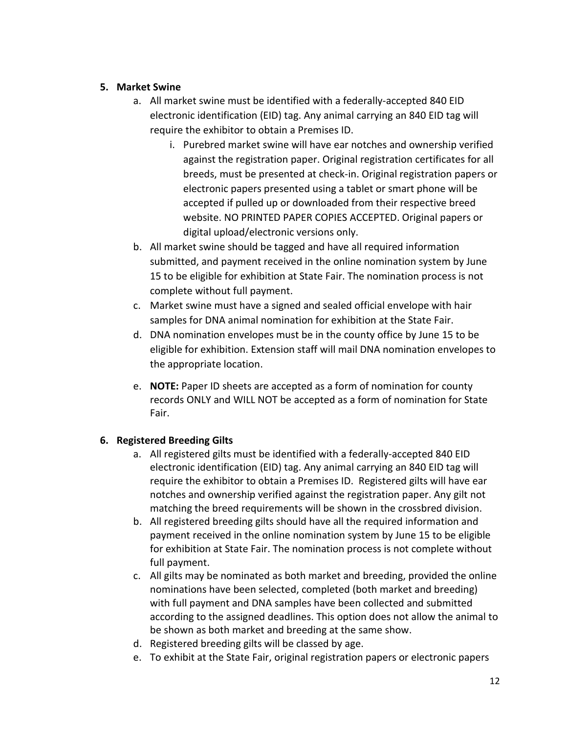5. **Market Swine**
    a. All market swine must be identified with a federally-accepted 840 EID electronic identification (EID) tag. Any animal carrying an 840 EID tag will require the exhibitor to obtain a Premises ID.
        i. Purebred market swine will have ear notches and ownership verified against the registration paper. Original registration certificates for all breeds, must be presented at check-in. Original registration papers or electronic papers presented using a tablet or smart phone will be accepted if pulled up or downloaded from their respective breed website. NO PRINTED PAPER COPIES ACCEPTED. Original papers or digital upload/electronic versions only.
    b. All market swine should be tagged and have all required information submitted, and payment received in the online nomination system by June 15 to be eligible for exhibition at State Fair. The nomination process is not complete without full payment.
    c. Market swine must have a signed and sealed official envelope with hair samples for DNA animal nomination for exhibition at the State Fair.
    d. DNA nomination envelopes must be in the county office by June 15 to be eligible for exhibition. Extension staff will mail DNA nomination envelopes to the appropriate location.
    e. **NOTE:** Paper ID sheets are accepted as a form of nomination for county records ONLY and WILL NOT be accepted as a form of nomination for State Fair.

6. **Registered Breeding Gilts**
    a. All registered gilts must be identified with a federally-accepted 840 EID electronic identification (EID) tag. Any animal carrying an 840 EID tag will require the exhibitor to obtain a Premises ID. Registered gilts will have ear notches and ownership verified against the registration paper. Any gilt not matching the breed requirements will be shown in the crossbred division.
    b. All registered breeding gilts should have all the required information and payment received in the online nomination system by June 15 to be eligible for exhibition at State Fair. The nomination process is not complete without full payment.
    c. All gilts may be nominated as both market and breeding, provided the online nominations have been selected, completed (both market and breeding) with full payment and DNA samples have been collected and submitted according to the assigned deadlines. This option does not allow the animal to be shown as both market and breeding at the same show.
    d. Registered breeding gilts will be classed by age.
    e. To exhibit at the State Fair, original registration papers or electronic papers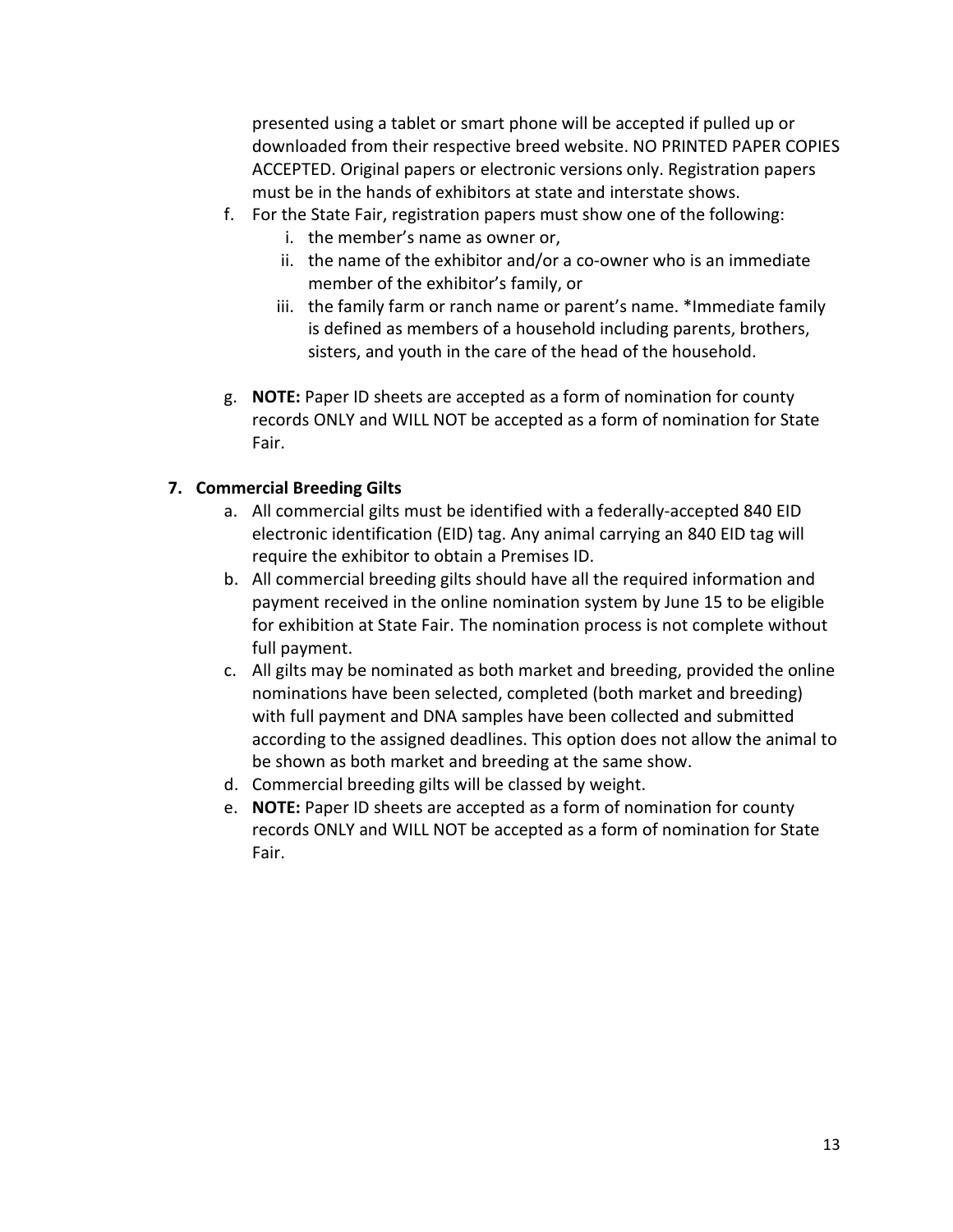presented using a tablet or smart phone will be accepted if pulled up or downloaded from their respective breed website. NO PRINTED PAPER COPIES ACCEPTED. Original papers or electronic versions only. Registration papers must be in the hands of exhibitors at state and interstate shows.

f. For the State Fair, registration papers must show one of the following:
    i. the member's name as owner or,
    ii. the name of the exhibitor and/or a co-owner who is an immediate member of the exhibitor's family, or
    iii. the family farm or ranch name or parent's name. *Immediate family is defined as members of a household including parents, brothers, sisters, and youth in the care of the head of the household.

g. **NOTE:** Paper ID sheets are accepted as a form of nomination for county records ONLY and WILL NOT be accepted as a form of nomination for State Fair.

**7. Commercial Breeding Gilts**

a. All commercial gilts must be identified with a federally-accepted 840 EID electronic identification (EID) tag. Any animal carrying an 840 EID tag will require the exhibitor to obtain a Premises ID.
b. All commercial breeding gilts should have all the required information and payment received in the online nomination system by June 15 to be eligible for exhibition at State Fair. The nomination process is not complete without full payment.
c. All gilts may be nominated as both market and breeding, provided the online nominations have been selected, completed (both market and breeding) with full payment and DNA samples have been collected and submitted according to the assigned deadlines. This option does not allow the animal to be shown as both market and breeding at the same show.
d. Commercial breeding gilts will be classed by weight.
e. **NOTE:** Paper ID sheets are accepted as a form of nomination for county records ONLY and WILL NOT be accepted as a form of nomination for State Fair.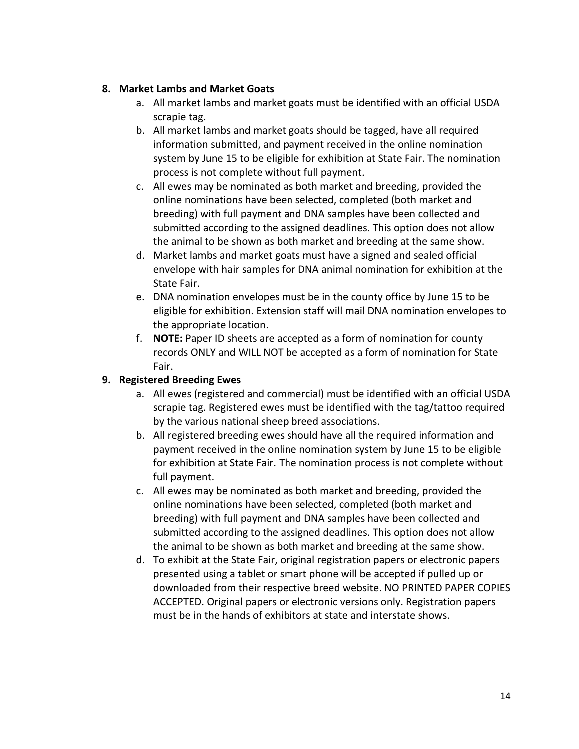8. **Market Lambs and Market Goats**
    a. All market lambs and market goats must be identified with an official USDA scrapie tag.
    b. All market lambs and market goats should be tagged, have all required information submitted, and payment received in the online nomination system by June 15 to be eligible for exhibition at State Fair. The nomination process is not complete without full payment.
    c. All ewes may be nominated as both market and breeding, provided the online nominations have been selected, completed (both market and breeding) with full payment and DNA samples have been collected and submitted according to the assigned deadlines. This option does not allow the animal to be shown as both market and breeding at the same show.
    d. Market lambs and market goats must have a signed and sealed official envelope with hair samples for DNA animal nomination for exhibition at the State Fair.
    e. DNA nomination envelopes must be in the county office by June 15 to be eligible for exhibition. Extension staff will mail DNA nomination envelopes to the appropriate location.
    f. **NOTE:** Paper ID sheets are accepted as a form of nomination for county records ONLY and WILL NOT be accepted as a form of nomination for State Fair.

9. **Registered Breeding Ewes**
    a. All ewes (registered and commercial) must be identified with an official USDA scrapie tag. Registered ewes must be identified with the tag/tattoo required by the various national sheep breed associations.
    b. All registered breeding ewes should have all the required information and payment received in the online nomination system by June 15 to be eligible for exhibition at State Fair. The nomination process is not complete without full payment.
    c. All ewes may be nominated as both market and breeding, provided the online nominations have been selected, completed (both market and breeding) with full payment and DNA samples have been collected and submitted according to the assigned deadlines. This option does not allow the animal to be shown as both market and breeding at the same show.
    d. To exhibit at the State Fair, original registration papers or electronic papers presented using a tablet or smart phone will be accepted if pulled up or downloaded from their respective breed website. NO PRINTED PAPER COPIES ACCEPTED. Original papers or electronic versions only. Registration papers must be in the hands of exhibitors at state and interstate shows.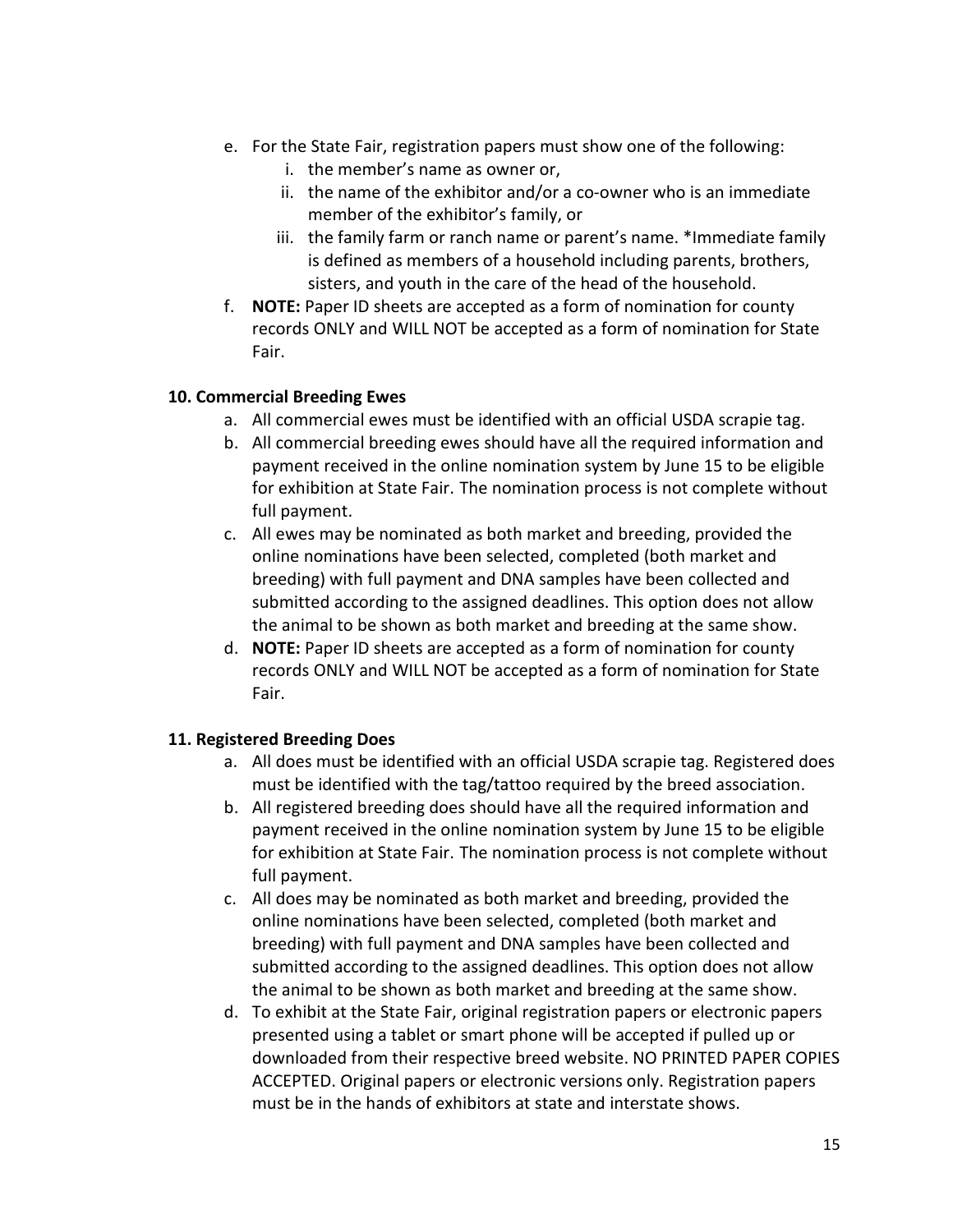e. For the State Fair, registration papers must show one of the following:
   i. the member's name as owner or,
   ii. the name of the exhibitor and/or a co-owner who is an immediate member of the exhibitor's family, or
   iii. the family farm or ranch name or parent's name. *Immediate family is defined as members of a household including parents, brothers, sisters, and youth in the care of the head of the household.

f. **NOTE:** Paper ID sheets are accepted as a form of nomination for county records ONLY and WILL NOT be accepted as a form of nomination for State Fair.

### 10. Commercial Breeding Ewes

a. All commercial ewes must be identified with an official USDA scrapie tag.

b. All commercial breeding ewes should have all the required information and payment received in the online nomination system by June 15 to be eligible for exhibition at State Fair. The nomination process is not complete without full payment.

c. All ewes may be nominated as both market and breeding, provided the online nominations have been selected, completed (both market and breeding) with full payment and DNA samples have been collected and submitted according to the assigned deadlines. This option does not allow the animal to be shown as both market and breeding at the same show.

d. **NOTE:** Paper ID sheets are accepted as a form of nomination for county records ONLY and WILL NOT be accepted as a form of nomination for State Fair.

### 11. Registered Breeding Does

a. All does must be identified with an official USDA scrapie tag. Registered does must be identified with the tag/tattoo required by the breed association.

b. All registered breeding does should have all the required information and payment received in the online nomination system by June 15 to be eligible for exhibition at State Fair. The nomination process is not complete without full payment.

c. All does may be nominated as both market and breeding, provided the online nominations have been selected, completed (both market and breeding) with full payment and DNA samples have been collected and submitted according to the assigned deadlines. This option does not allow the animal to be shown as both market and breeding at the same show.

d. To exhibit at the State Fair, original registration papers or electronic papers presented using a tablet or smart phone will be accepted if pulled up or downloaded from their respective breed website. NO PRINTED PAPER COPIES ACCEPTED. Original papers or electronic versions only. Registration papers must be in the hands of exhibitors at state and interstate shows.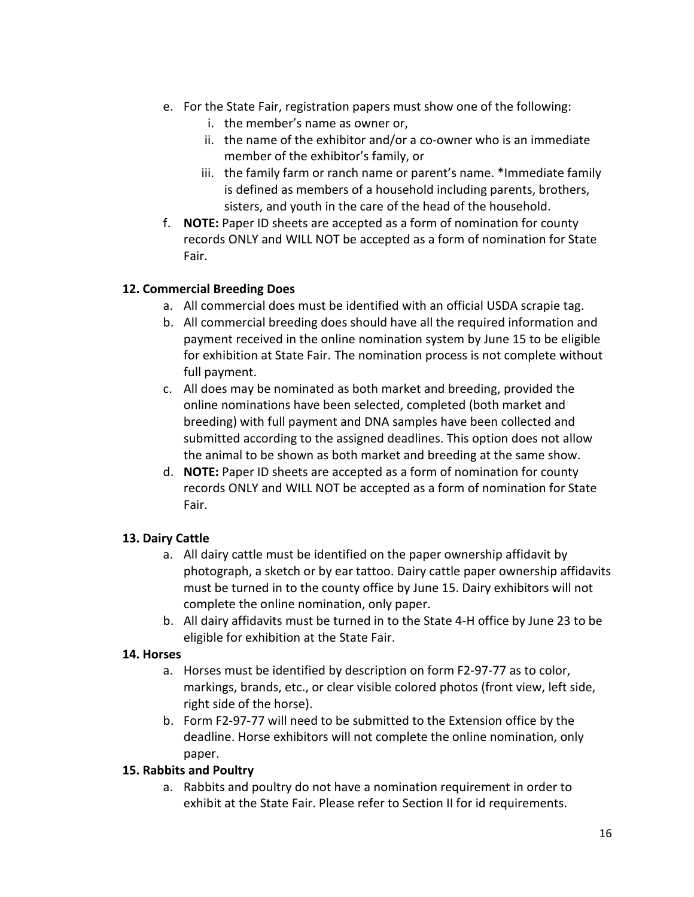e. For the State Fair, registration papers must show one of the following:
      i. the member's name as owner or,
      ii. the name of the exhibitor and/or a co-owner who is an immediate member of the exhibitor's family, or
      iii. the family farm or ranch name or parent's name. *Immediate family is defined as members of a household including parents, brothers, sisters, and youth in the care of the head of the household.
   f. **NOTE:** Paper ID sheets are accepted as a form of nomination for county records ONLY and WILL NOT be accepted as a form of nomination for State Fair.

**12. Commercial Breeding Does**

   a. All commercial does must be identified with an official USDA scrapie tag.
   b. All commercial breeding does should have all the required information and payment received in the online nomination system by June 15 to be eligible for exhibition at State Fair. The nomination process is not complete without full payment.
   c. All does may be nominated as both market and breeding, provided the online nominations have been selected, completed (both market and breeding) with full payment and DNA samples have been collected and submitted according to the assigned deadlines. This option does not allow the animal to be shown as both market and breeding at the same show.
   d. **NOTE:** Paper ID sheets are accepted as a form of nomination for county records ONLY and WILL NOT be accepted as a form of nomination for State Fair.

**13. Dairy Cattle**

   a. All dairy cattle must be identified on the paper ownership affidavit by photograph, a sketch or by ear tattoo. Dairy cattle paper ownership affidavits must be turned in to the county office by June 15. Dairy exhibitors will not complete the online nomination, only paper.
   b. All dairy affidavits must be turned in to the State 4-H office by June 23 to be eligible for exhibition at the State Fair.

**14. Horses**

   a. Horses must be identified by description on form F2-97-77 as to color, markings, brands, etc., or clear visible colored photos (front view, left side, right side of the horse).
   b. Form F2-97-77 will need to be submitted to the Extension office by the deadline. Horse exhibitors will not complete the online nomination, only paper.

**15. Rabbits and Poultry**

   a. Rabbits and poultry do not have a nomination requirement in order to exhibit at the State Fair. Please refer to Section II for id requirements.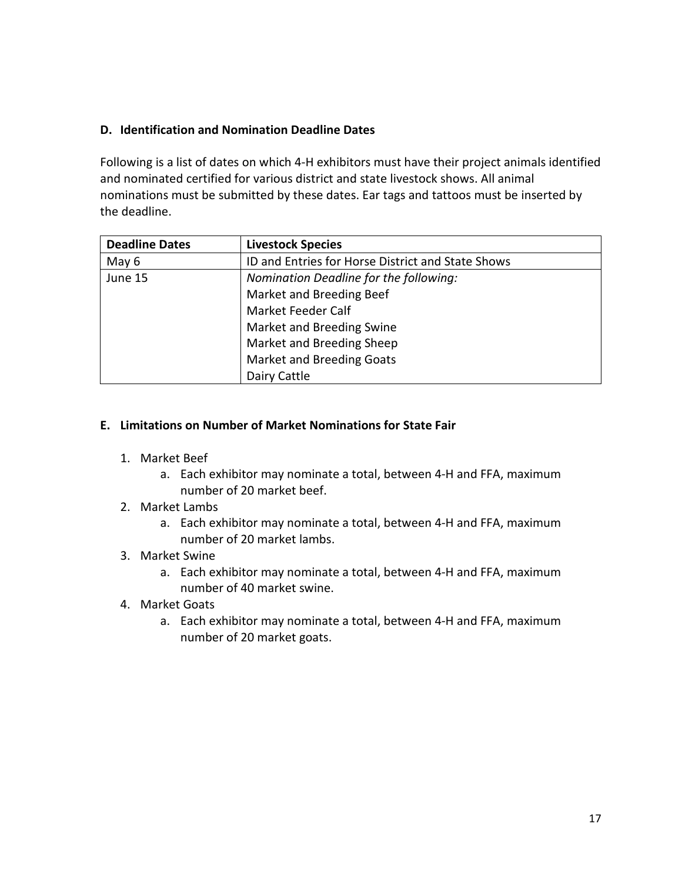### D. Identification and Nomination Deadline Dates

Following is a list of dates on which 4-H exhibitors must have their project animals identified and nominated certified for various district and state livestock shows. All animal nominations must be submitted by these dates. Ear tags and tattoos must be inserted by the deadline.

| Deadline Dates | Livestock Species |
|---|---|
| May 6 | ID and Entries for Horse District and State Shows |
| June 15 | *Nomination Deadline for the following:*<br>Market and Breeding Beef<br>Market Feeder Calf<br>Market and Breeding Swine<br>Market and Breeding Sheep<br>Market and Breeding Goats<br>Dairy Cattle |

### E. Limitations on Number of Market Nominations for State Fair

1. Market Beef
    a. Each exhibitor may nominate a total, between 4-H and FFA, maximum number of 20 market beef.
2. Market Lambs
    a. Each exhibitor may nominate a total, between 4-H and FFA, maximum number of 20 market lambs.
3. Market Swine
    a. Each exhibitor may nominate a total, between 4-H and FFA, maximum number of 40 market swine.
4. Market Goats
    a. Each exhibitor may nominate a total, between 4-H and FFA, maximum number of 20 market goats.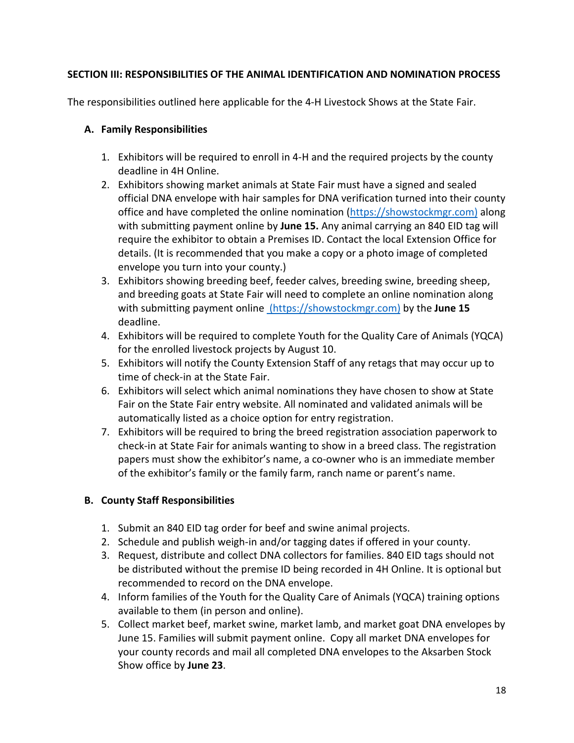**SECTION III: RESPONSIBILITIES OF THE ANIMAL IDENTIFICATION AND NOMINATION PROCESS**

The responsibilities outlined here applicable for the 4-H Livestock Shows at the State Fair.

**A. Family Responsibilities**

1. Exhibitors will be required to enroll in 4-H and the required projects by the county deadline in 4H Online.
2. Exhibitors showing market animals at State Fair must have a signed and sealed official DNA envelope with hair samples for DNA verification turned into their county office and have completed the online nomination (https://showstockmgr.com) along with submitting payment online by **June 15.** Any animal carrying an 840 EID tag will require the exhibitor to obtain a Premises ID. Contact the local Extension Office for details. (It is recommended that you make a copy or a photo image of completed envelope you turn into your county.)
3. Exhibitors showing breeding beef, feeder calves, breeding swine, breeding sheep, and breeding goats at State Fair will need to complete an online nomination along with submitting payment online (https://showstockmgr.com) by the **June 15** deadline.
4. Exhibitors will be required to complete Youth for the Quality Care of Animals (YQCA) for the enrolled livestock projects by August 10.
5. Exhibitors will notify the County Extension Staff of any retags that may occur up to time of check-in at the State Fair.
6. Exhibitors will select which animal nominations they have chosen to show at State Fair on the State Fair entry website. All nominated and validated animals will be automatically listed as a choice option for entry registration.
7. Exhibitors will be required to bring the breed registration association paperwork to check-in at State Fair for animals wanting to show in a breed class. The registration papers must show the exhibitor's name, a co-owner who is an immediate member of the exhibitor's family or the family farm, ranch name or parent's name.

**B. County Staff Responsibilities**

1. Submit an 840 EID tag order for beef and swine animal projects.
2. Schedule and publish weigh-in and/or tagging dates if offered in your county.
3. Request, distribute and collect DNA collectors for families. 840 EID tags should not be distributed without the premise ID being recorded in 4H Online. It is optional but recommended to record on the DNA envelope.
4. Inform families of the Youth for the Quality Care of Animals (YQCA) training options available to them (in person and online).
5. Collect market beef, market swine, market lamb, and market goat DNA envelopes by June 15. Families will submit payment online. Copy all market DNA envelopes for your county records and mail all completed DNA envelopes to the Aksarben Stock Show office by **June 23**.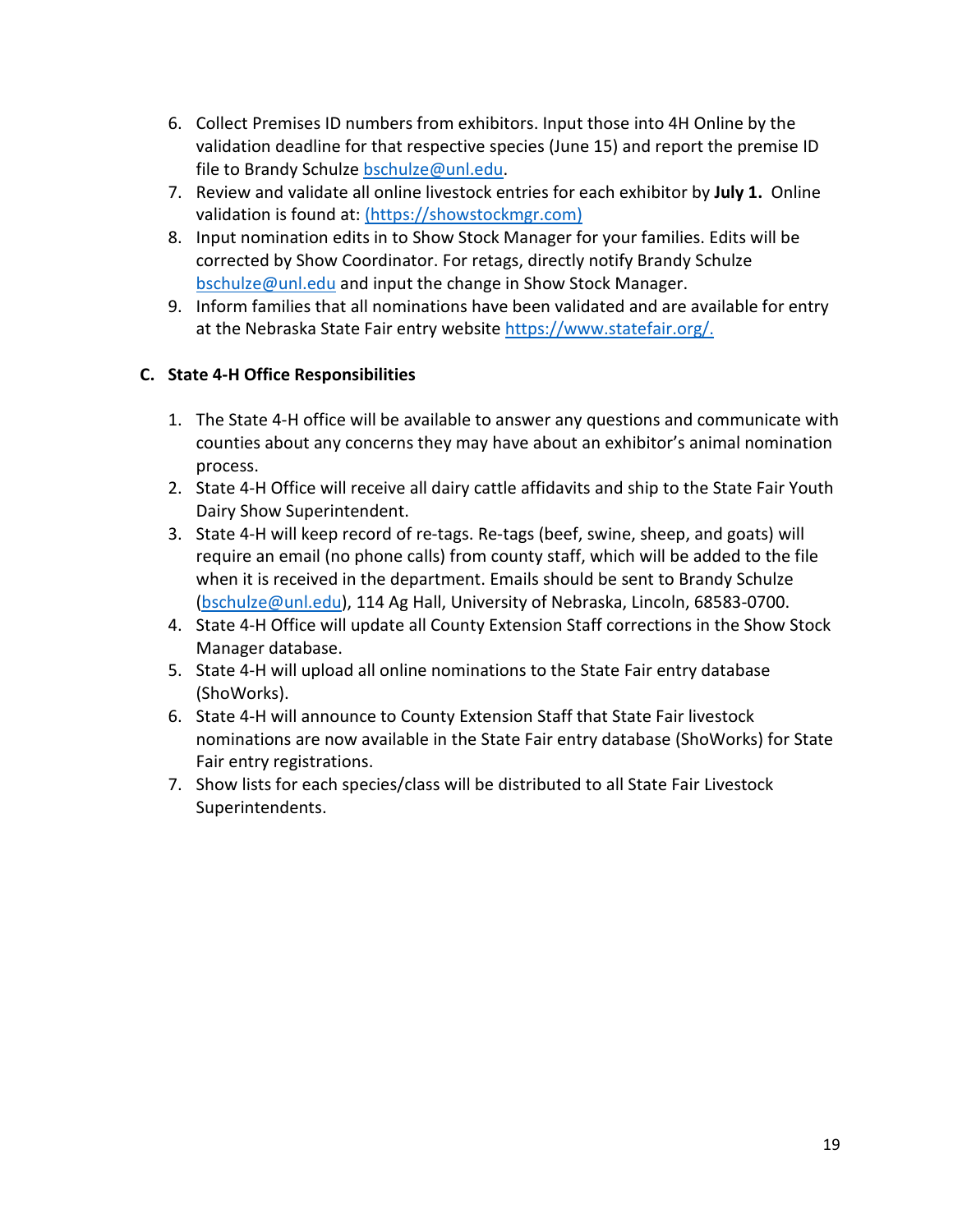6. Collect Premises ID numbers from exhibitors. Input those into 4H Online by the validation deadline for that respective species (June 15) and report the premise ID file to Brandy Schulze bschulze@unl.edu.
7. Review and validate all online livestock entries for each exhibitor by **July 1.** Online validation is found at: (https://showstockmgr.com)
8. Input nomination edits in to Show Stock Manager for your families. Edits will be corrected by Show Coordinator. For retags, directly notify Brandy Schulze bschulze@unl.edu and input the change in Show Stock Manager.
9. Inform families that all nominations have been validated and are available for entry at the Nebraska State Fair entry website https://www.statefair.org/.

### C. State 4-H Office Responsibilities

1. The State 4-H office will be available to answer any questions and communicate with counties about any concerns they may have about an exhibitor's animal nomination process.
2. State 4-H Office will receive all dairy cattle affidavits and ship to the State Fair Youth Dairy Show Superintendent.
3. State 4-H will keep record of re-tags. Re-tags (beef, swine, sheep, and goats) will require an email (no phone calls) from county staff, which will be added to the file when it is received in the department. Emails should be sent to Brandy Schulze (bschulze@unl.edu), 114 Ag Hall, University of Nebraska, Lincoln, 68583-0700.
4. State 4-H Office will update all County Extension Staff corrections in the Show Stock Manager database.
5. State 4-H will upload all online nominations to the State Fair entry database (ShoWorks).
6. State 4-H will announce to County Extension Staff that State Fair livestock nominations are now available in the State Fair entry database (ShoWorks) for State Fair entry registrations.
7. Show lists for each species/class will be distributed to all State Fair Livestock Superintendents.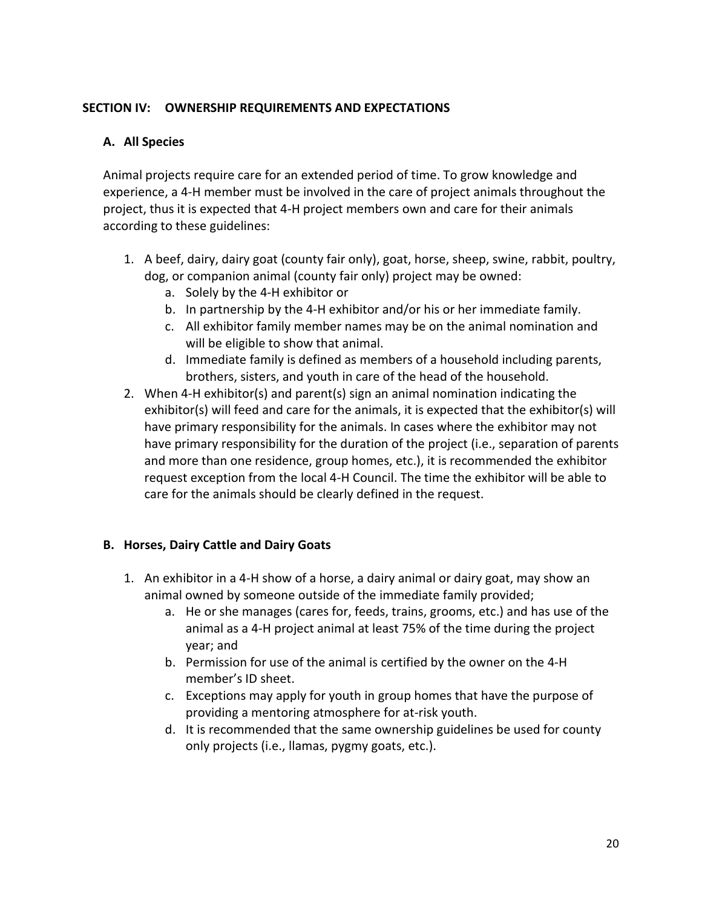## SECTION IV: OWNERSHIP REQUIREMENTS AND EXPECTATIONS

### A. All Species

Animal projects require care for an extended period of time. To grow knowledge and experience, a 4-H member must be involved in the care of project animals throughout the project, thus it is expected that 4-H project members own and care for their animals according to these guidelines:

1. A beef, dairy, dairy goat (county fair only), goat, horse, sheep, swine, rabbit, poultry, dog, or companion animal (county fair only) project may be owned:
    a. Solely by the 4-H exhibitor or
    b. In partnership by the 4-H exhibitor and/or his or her immediate family.
    c. All exhibitor family member names may be on the animal nomination and will be eligible to show that animal.
    d. Immediate family is defined as members of a household including parents, brothers, sisters, and youth in care of the head of the household.
2. When 4-H exhibitor(s) and parent(s) sign an animal nomination indicating the exhibitor(s) will feed and care for the animals, it is expected that the exhibitor(s) will have primary responsibility for the animals. In cases where the exhibitor may not have primary responsibility for the duration of the project (i.e., separation of parents and more than one residence, group homes, etc.), it is recommended the exhibitor request exception from the local 4-H Council. The time the exhibitor will be able to care for the animals should be clearly defined in the request.

### B. Horses, Dairy Cattle and Dairy Goats

1. An exhibitor in a 4-H show of a horse, a dairy animal or dairy goat, may show an animal owned by someone outside of the immediate family provided;
    a. He or she manages (cares for, feeds, trains, grooms, etc.) and has use of the animal as a 4-H project animal at least 75% of the time during the project year; and
    b. Permission for use of the animal is certified by the owner on the 4-H member's ID sheet.
    c. Exceptions may apply for youth in group homes that have the purpose of providing a mentoring atmosphere for at-risk youth.
    d. It is recommended that the same ownership guidelines be used for county only projects (i.e., llamas, pygmy goats, etc.).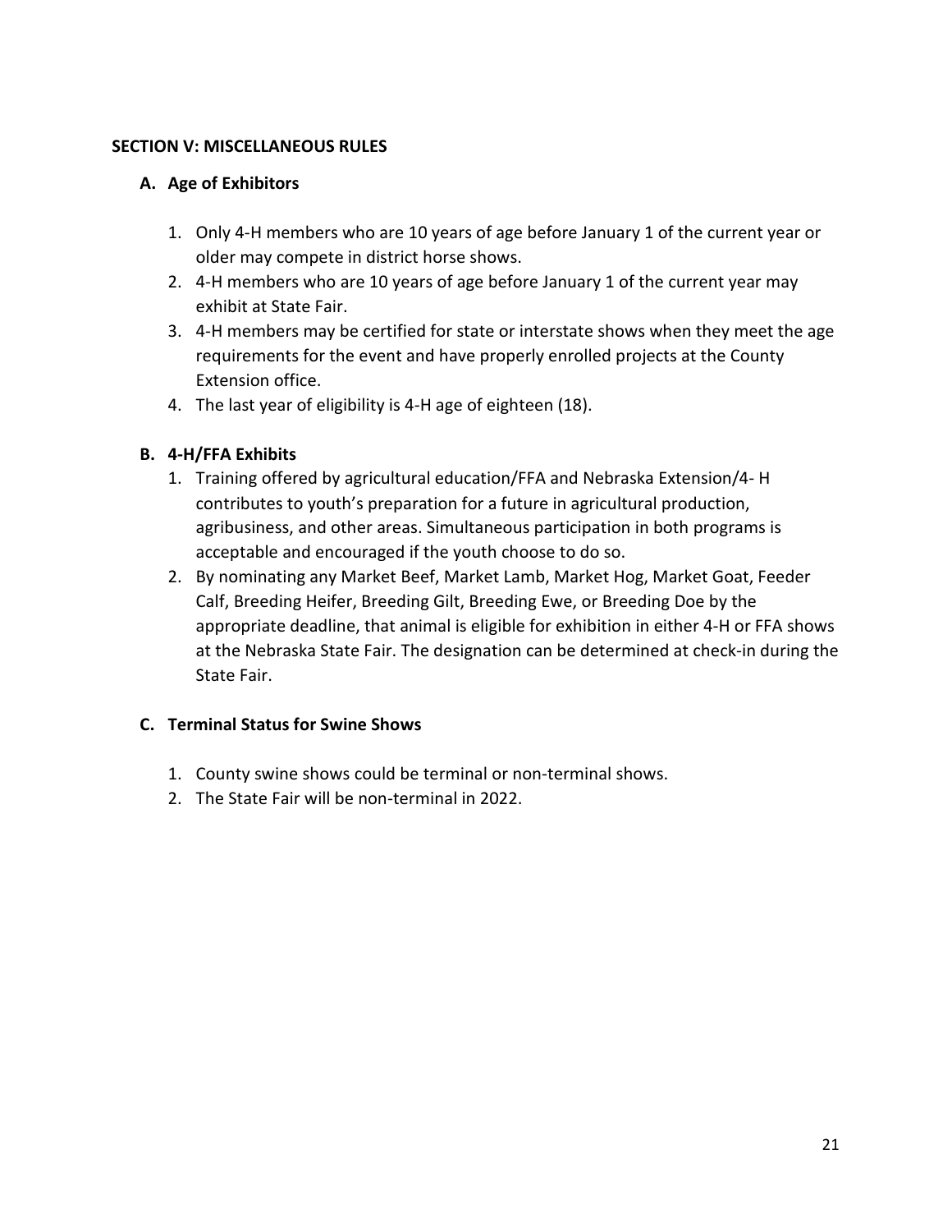## SECTION V: MISCELLANEOUS RULES

### A. Age of Exhibitors

1. Only 4-H members who are 10 years of age before January 1 of the current year or older may compete in district horse shows.
2. 4-H members who are 10 years of age before January 1 of the current year may exhibit at State Fair.
3. 4-H members may be certified for state or interstate shows when they meet the age requirements for the event and have properly enrolled projects at the County Extension office.
4. The last year of eligibility is 4-H age of eighteen (18).

### B. 4-H/FFA Exhibits

1. Training offered by agricultural education/FFA and Nebraska Extension/4- H contributes to youth's preparation for a future in agricultural production, agribusiness, and other areas. Simultaneous participation in both programs is acceptable and encouraged if the youth choose to do so.
2. By nominating any Market Beef, Market Lamb, Market Hog, Market Goat, Feeder Calf, Breeding Heifer, Breeding Gilt, Breeding Ewe, or Breeding Doe by the appropriate deadline, that animal is eligible for exhibition in either 4-H or FFA shows at the Nebraska State Fair. The designation can be determined at check-in during the State Fair.

### C. Terminal Status for Swine Shows

1. County swine shows could be terminal or non-terminal shows.
2. The State Fair will be non-terminal in 2022.